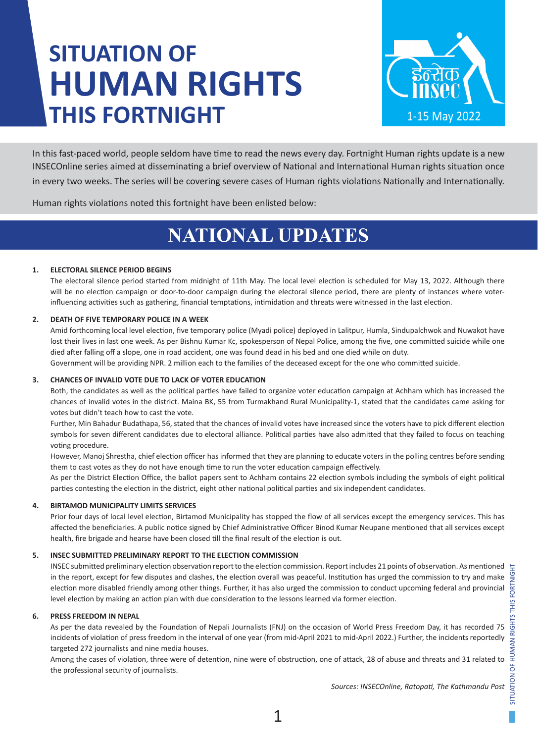# SITUATION OF HUMAN RIGHTS THIS FORTNIGHT

इन्सेक INSEC

1-15 May 2022

In this fast-paced world, people seldom have time to read the news every day. Fortnight Human rights update is a new INSECOnline series aimed at disseminating a brief overview of National and International Human rights situation once in every two weeks. The series will be covering severe cases of Human rights violations Nationally and Internationally.

Human rights violations noted this fortnight have been enlisted below:

## NATIONAL UPDATES

### 1. ELECTORAL SILENCE PERIOD BEGINS

The electoral silence period started from midnight of 11th May. The local level election is scheduled for May 13, 2022. Although there will be no election campaign or door-to-door campaign during the electoral silence period, there are plenty of instances where voter-influencing activities such as gathering, financial temptations, intimidation and threats were witnessed in the last election.

### 2. DEATH OF FIVE TEMPORARY POLICE IN A WEEK

Amid forthcoming local level election, five temporary police (Myadi police) deployed in Lalitpur, Humla, Sindupalchwok and Nuwakot have lost their lives in last one week. As per Bishnu Kumar Kc, spokesperson of Nepal Police, among the five, one committed suicide while one died after falling off a slope, one in road accident, one was found dead in his bed and one died while on duty.

Government will be providing NPR. 2 million each to the families of the deceased except for the one who committed suicide.

### 3. CHANCES OF INVALID VOTE DUE TO LACK OF VOTER EDUCATION

Both, the candidates as well as the political parties have failed to organize voter education campaign at Achham which has increased the chances of invalid votes in the district. Maina BK, 55 from Turmakhand Rural Municipality-1, stated that the candidates came asking for votes but didn't teach how to cast the vote.

Further, Min Bahadur Budathapa, 56, stated that the chances of invalid votes have increased since the voters have to pick different election symbols for seven different candidates due to electoral alliance. Political parties have also admitted that they failed to focus on teaching voting procedure.

However, Manoj Shrestha, chief election officer has informed that they are planning to educate voters in the polling centres before sending them to cast votes as they do not have enough time to run the voter education campaign effectively.

As per the District Election Office, the ballot papers sent to Achham contains 22 election symbols including the symbols of eight political parties contesting the election in the district, eight other national political parties and six independent candidates.

### 4. BIRTAMOD MUNICIPALITY LIMITS SERVICES

Prior four days of local level election, Birtamod Municipality has stopped the flow of all services except the emergency services. This has affected the beneficiaries. A public notice signed by Chief Administrative Officer Binod Kumar Neupane mentioned that all services except health, fire brigade and hearse have been closed till the final result of the election is out.

### 5. INSEC SUBMITTED PRELIMINARY REPORT TO THE ELECTION COMMISSION

INSEC submitted preliminary election observation report to the election commission. Report includes 21 points of observation. As mentioned in the report, except for few disputes and clashes, the election overall was peaceful. Institution has urged the commission to try and make election more disabled friendly among other things. Further, it has also urged the commission to conduct upcoming federal and provincial level election by making an action plan with due consideration to the lessons learned via former election.

### 6. PRESS FREEDOM IN NEPAL

As per the data revealed by the Foundation of Nepali Journalists (FNJ) on the occasion of World Press Freedom Day, it has recorded 75 incidents of violation of press freedom in the interval of one year (from mid-April 2021 to mid-April 2022.) Further, the incidents reportedly targeted 272 journalists and nine media houses.

Among the cases of violation, three were of detention, nine were of obstruction, one of attack, 28 of abuse and threats and 31 related to the professional security of journalists.

*Sources: INSECOnline, Ratopati, The Kathmandu Post*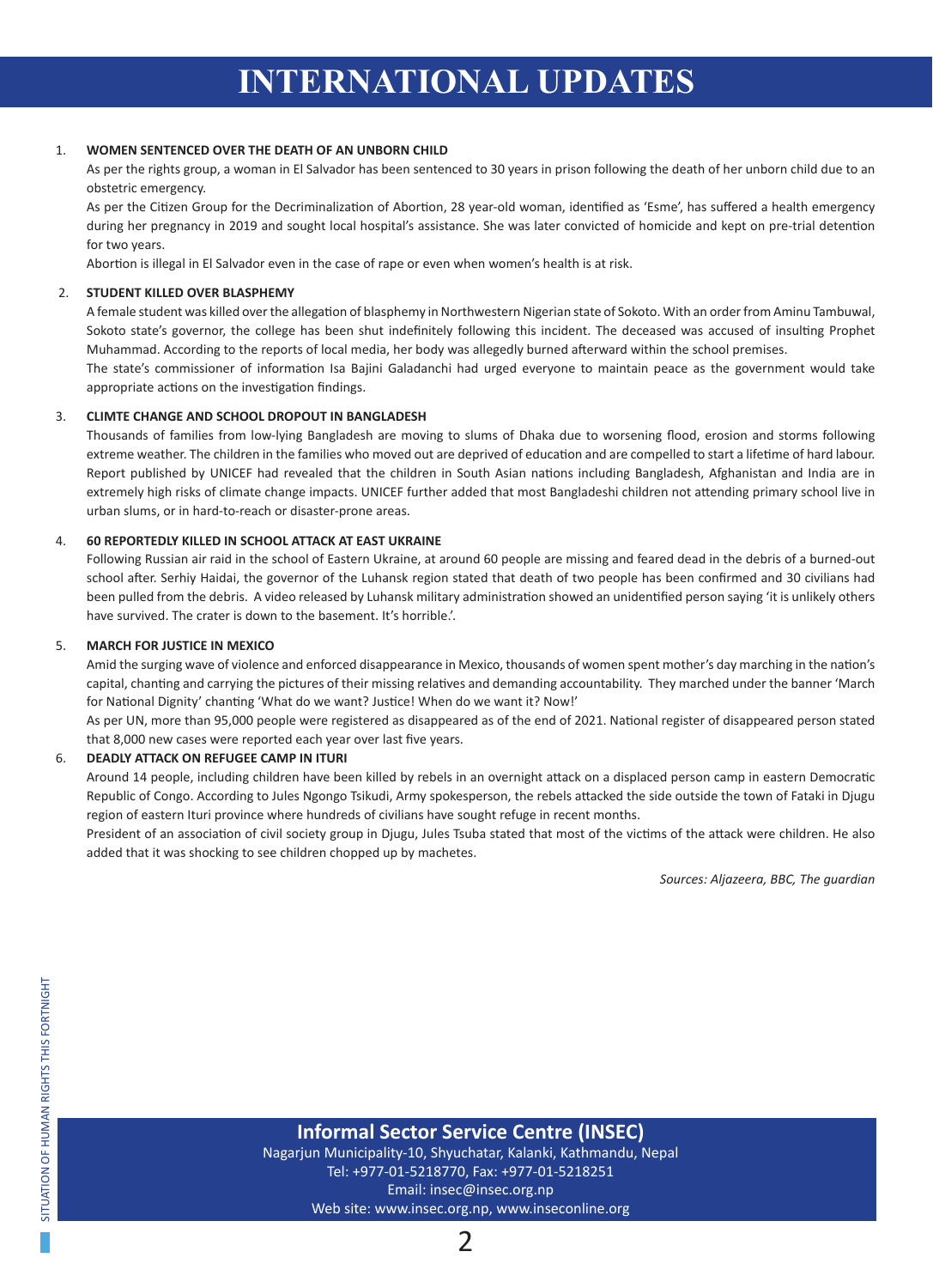# INTERNATIONAL UPDATES

1. **WOMEN SENTENCED OVER THE DEATH OF AN UNBORN CHILD**

   As per the rights group, a woman in El Salvador has been sentenced to 30 years in prison following the death of her unborn child due to an obstetric emergency.

   As per the Citizen Group for the Decriminalization of Abortion, 28 year-old woman, identified as 'Esme', has suffered a health emergency during her pregnancy in 2019 and sought local hospital's assistance. She was later convicted of homicide and kept on pre-trial detention for two years.

   Abortion is illegal in El Salvador even in the case of rape or even when women's health is at risk.

2. **STUDENT KILLED OVER BLASPHEMY**

   A female student was killed over the allegation of blasphemy in Northwestern Nigerian state of Sokoto. With an order from Aminu Tambuwal, Sokoto state's governor, the college has been shut indefinitely following this incident. The deceased was accused of insulting Prophet Muhammad. According to the reports of local media, her body was allegedly burned afterward within the school premises.

   The state's commissioner of information Isa Bajini Galadanchi had urged everyone to maintain peace as the government would take appropriate actions on the investigation findings.

3. **CLIMTE CHANGE AND SCHOOL DROPOUT IN BANGLADESH**

   Thousands of families from low-lying Bangladesh are moving to slums of Dhaka due to worsening flood, erosion and storms following extreme weather. The children in the families who moved out are deprived of education and are compelled to start a lifetime of hard labour. Report published by UNICEF had revealed that the children in South Asian nations including Bangladesh, Afghanistan and India are in extremely high risks of climate change impacts. UNICEF further added that most Bangladeshi children not attending primary school live in urban slums, or in hard-to-reach or disaster-prone areas.

4. **60 REPORTEDLY KILLED IN SCHOOL ATTACK AT EAST UKRAINE**

   Following Russian air raid in the school of Eastern Ukraine, at around 60 people are missing and feared dead in the debris of a burned-out school after. Serhiy Haidai, the governor of the Luhansk region stated that death of two people has been confirmed and 30 civilians had been pulled from the debris. A video released by Luhansk military administration showed an unidentified person saying 'it is unlikely others have survived. The crater is down to the basement. It's horrible.'.

5. **MARCH FOR JUSTICE IN MEXICO**

   Amid the surging wave of violence and enforced disappearance in Mexico, thousands of women spent mother's day marching in the nation's capital, chanting and carrying the pictures of their missing relatives and demanding accountability. They marched under the banner 'March for National Dignity' chanting 'What do we want? Justice! When do we want it? Now!'

   As per UN, more than 95,000 people were registered as disappeared as of the end of 2021. National register of disappeared person stated that 8,000 new cases were reported each year over last five years.

6. **DEADLY ATTACK ON REFUGEE CAMP IN ITURI**

   Around 14 people, including children have been killed by rebels in an overnight attack on a displaced person camp in eastern Democratic Republic of Congo. According to Jules Ngongo Tsikudi, Army spokesperson, the rebels attacked the side outside the town of Fataki in Djugu region of eastern Ituri province where hundreds of civilians have sought refuge in recent months.

   President of an association of civil society group in Djugu, Jules Tsuba stated that most of the victims of the attack were children. He also added that it was shocking to see children chopped up by machetes.

*Sources: Aljazeera, BBC, The guardian*

**Informal Sector Service Centre (INSEC)**
Nagarjun Municipality-10, Shyuchatar, Kalanki, Kathmandu, Nepal
Tel: +977-01-5218770, Fax: +977-01-5218251
Email: insec@insec.org.np
Web site: www.insec.org.np, www.inseconline.org